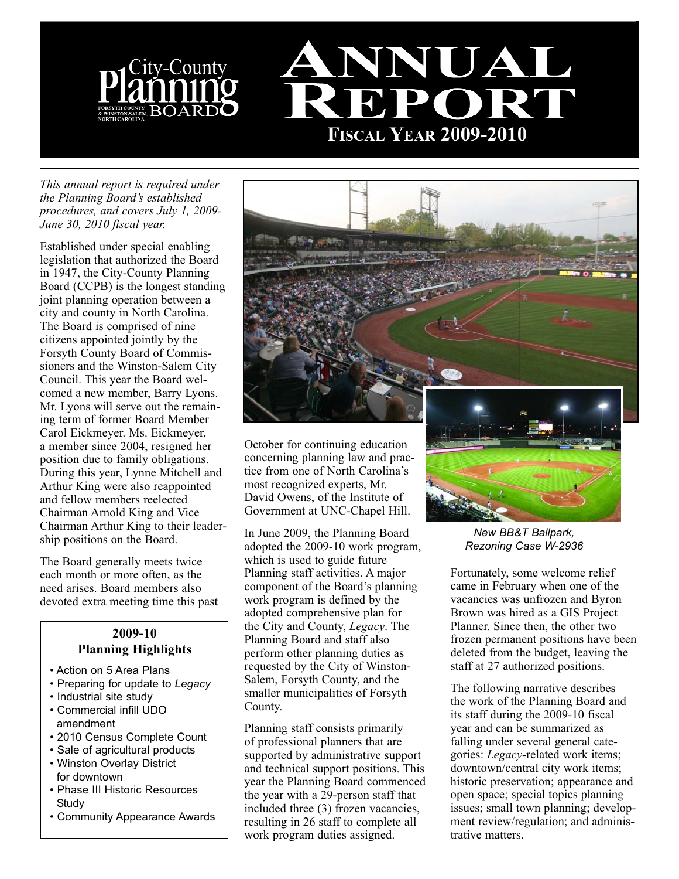# City-County Planning Board

FORSYTH COUNTY & WINSTON-SALEM, NORTH CAROLINA

# Annual Report

## Fiscal Year 2009-2010

*This annual report is required under the Planning Board's established procedures, and covers July 1, 2009-June 30, 2010 fiscal year.*

Established under special enabling legislation that authorized the Board in 1947, the City-County Planning Board (CCPB) is the longest standing joint planning operation between a city and county in North Carolina. The Board is comprised of nine citizens appointed jointly by the Forsyth County Board of Commissioners and the Winston-Salem City Council. This year the Board welcomed a new member, Barry Lyons. Mr. Lyons will serve out the remaining term of former Board Member Carol Eickmeyer. Ms. Eickmeyer, a member since 2004, resigned her position due to family obligations. During this year, Lynne Mitchell and Arthur King were also reappointed and fellow members reelected Chairman Arnold King and Vice Chairman Arthur King to their leadership positions on the Board.

The Board generally meets twice each month or more often, as the need arises. Board members also devoted extra meeting time this past October for continuing education concerning planning law and practice from one of North Carolina's most recognized experts, Mr. David Owens, of the Institute of Government at UNC-Chapel Hill.

### 2009-10 Planning Highlights

- Action on 5 Area Plans
- Preparing for update to *Legacy*
- Industrial site study
- Commercial infill UDO amendment
- 2010 Census Complete Count
- Sale of agricultural products
- Winston Overlay District for downtown
- Phase III Historic Resources Study
- Community Appearance Awards

In June 2009, the Planning Board adopted the 2009-10 work program, which is used to guide future Planning staff activities. A major component of the Board's planning work program is defined by the adopted comprehensive plan for the City and County, *Legacy*. The Planning Board and staff also perform other planning duties as requested by the City of Winston-Salem, Forsyth County, and the smaller municipalities of Forsyth County.

Planning staff consists primarily of professional planners that are supported by administrative support and technical support positions. This year the Planning Board commenced the year with a 29-person staff that included three (3) frozen vacancies, resulting in 26 staff to complete all work program duties assigned.

*New BB&T Ballpark, Rezoning Case W-2936*

Fortunately, some welcome relief came in February when one of the vacancies was unfrozen and Byron Brown was hired as a GIS Project Planner. Since then, the other two frozen permanent positions have been deleted from the budget, leaving the staff at 27 authorized positions.

The following narrative describes the work of the Planning Board and its staff during the 2009-10 fiscal year and can be summarized as falling under several general categories: *Legacy*-related work items; downtown/central city work items; historic preservation; appearance and open space; special topics planning issues; small town planning; development review/regulation; and administrative matters.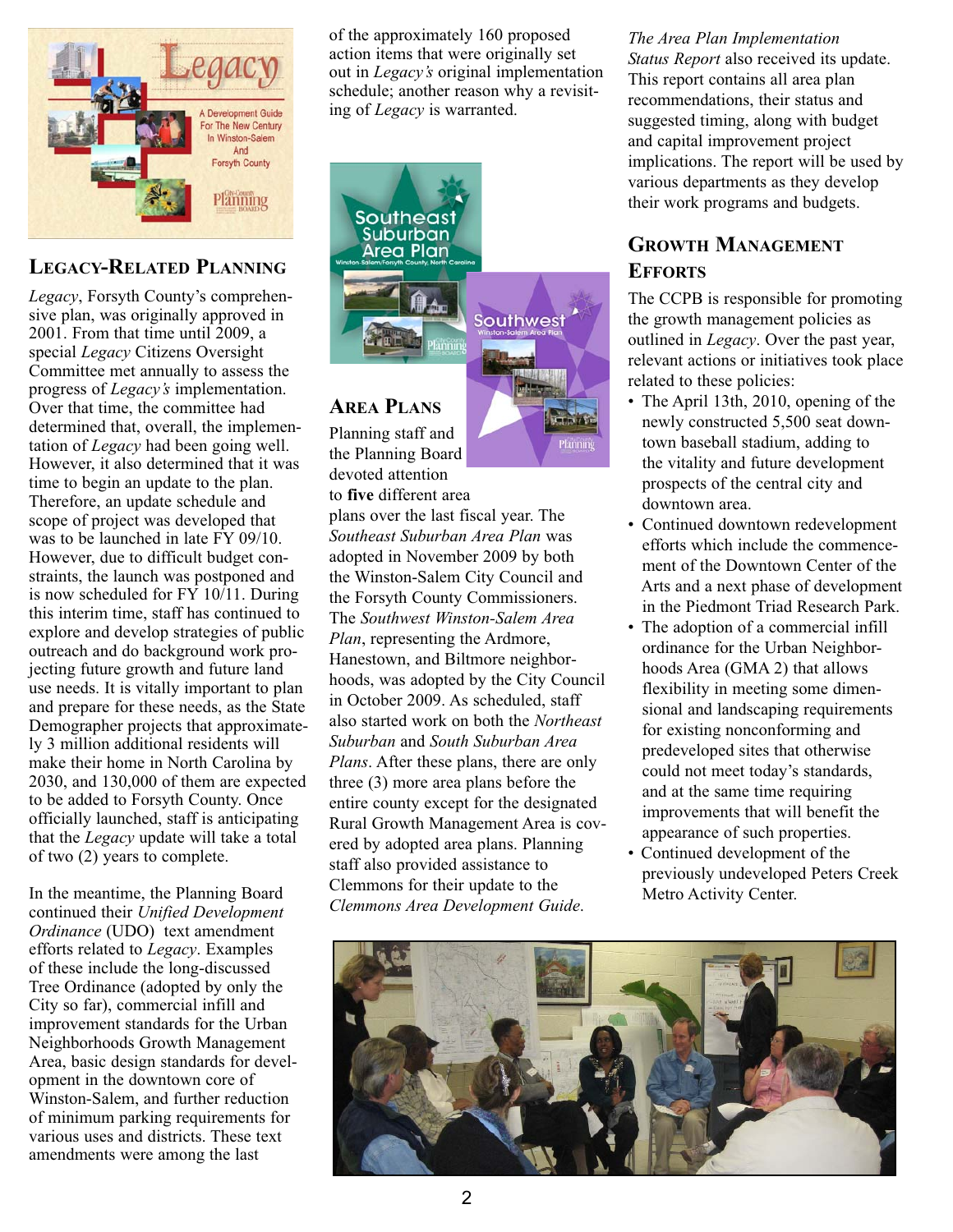## Legacy-Related Planning

*Legacy*, Forsyth County's comprehensive plan, was originally approved in 2001. From that time until 2009, a special *Legacy* Citizens Oversight Committee met annually to assess the progress of *Legacy's* implementation. Over that time, the committee had determined that, overall, the implementation of *Legacy* had been going well. However, it also determined that it was time to begin an update to the plan. Therefore, an update schedule and scope of project was developed that was to be launched in late FY 09/10. However, due to difficult budget constraints, the launch was postponed and is now scheduled for FY 10/11. During this interim time, staff has continued to explore and develop strategies of public outreach and do background work projecting future growth and future land use needs. It is vitally important to plan and prepare for these needs, as the State Demographer projects that approximately 3 million additional residents will make their home in North Carolina by 2030, and 130,000 of them are expected to be added to Forsyth County. Once officially launched, staff is anticipating that the *Legacy* update will take a total of two (2) years to complete.

In the meantime, the Planning Board continued their *Unified Development Ordinance* (UDO) text amendment efforts related to *Legacy*. Examples of these include the long-discussed Tree Ordinance (adopted by only the City so far), commercial infill and improvement standards for the Urban Neighborhoods Growth Management Area, basic design standards for development in the downtown core of Winston-Salem, and further reduction of minimum parking requirements for various uses and districts. These text amendments were among the last of the approximately 160 proposed action items that were originally set out in *Legacy's* original implementation schedule; another reason why a revisiting of *Legacy* is warranted.

## Area Plans

Planning staff and the Planning Board devoted attention to **five** different area plans over the last fiscal year. The *Southeast Suburban Area Plan* was adopted in November 2009 by both the Winston-Salem City Council and the Forsyth County Commissioners. The *Southwest Winston-Salem Area Plan*, representing the Ardmore, Hanestown, and Biltmore neighborhoods, was adopted by the City Council in October 2009. As scheduled, staff also started work on both the *Northeast Suburban* and *South Suburban Area Plans*. After these plans, there are only three (3) more area plans before the entire county except for the designated Rural Growth Management Area is covered by adopted area plans. Planning staff also provided assistance to Clemmons for their update to the *Clemmons Area Development Guide*.

*The Area Plan Implementation Status Report* also received its update. This report contains all area plan recommendations, their status and suggested timing, along with budget and capital improvement project implications. The report will be used by various departments as they develop their work programs and budgets.

## Growth Management Efforts

The CCPB is responsible for promoting the growth management policies as outlined in *Legacy*. Over the past year, relevant actions or initiatives took place related to these policies:

- The April 13th, 2010, opening of the newly constructed 5,500 seat downtown baseball stadium, adding to the vitality and future development prospects of the central city and downtown area.
- Continued downtown redevelopment efforts which include the commencement of the Downtown Center of the Arts and a next phase of development in the Piedmont Triad Research Park.
- The adoption of a commercial infill ordinance for the Urban Neighborhoods Area (GMA 2) that allows flexibility in meeting some dimensional and landscaping requirements for existing nonconforming and predeveloped sites that otherwise could not meet today's standards, and at the same time requiring improvements that will benefit the appearance of such properties.
- Continued development of the previously undeveloped Peters Creek Metro Activity Center.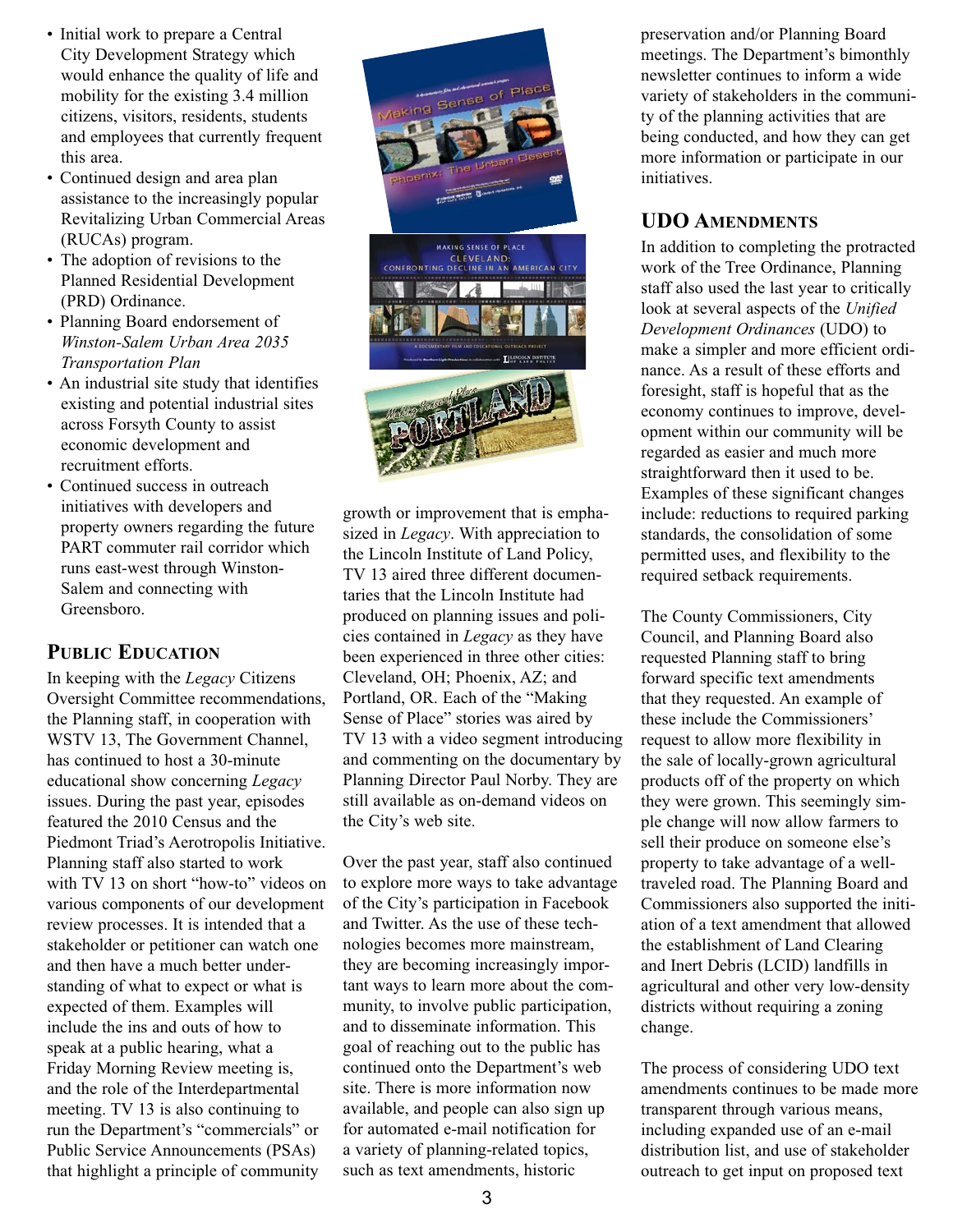- Initial work to prepare a Central City Development Strategy which would enhance the quality of life and mobility for the existing 3.4 million citizens, visitors, residents, students and employees that currently frequent this area.
- Continued design and area plan assistance to the increasingly popular Revitalizing Urban Commercial Areas (RUCAs) program.
- The adoption of revisions to the Planned Residential Development (PRD) Ordinance.
- Planning Board endorsement of *Winston-Salem Urban Area 2035 Transportation Plan*
- An industrial site study that identifies existing and potential industrial sites across Forsyth County to assist economic development and recruitment efforts.
- Continued success in outreach initiatives with developers and property owners regarding the future PART commuter rail corridor which runs east-west through Winston-Salem and connecting with Greensboro.

## Public Education

In keeping with the *Legacy* Citizens Oversight Committee recommendations, the Planning staff, in cooperation with WSTV 13, The Government Channel, has continued to host a 30-minute educational show concerning *Legacy* issues. During the past year, episodes featured the 2010 Census and the Piedmont Triad's Aerotropolis Initiative. Planning staff also started to work with TV 13 on short "how-to" videos on various components of our development review processes. It is intended that a stakeholder or petitioner can watch one and then have a much better understanding of what to expect or what is expected of them. Examples will include the ins and outs of how to speak at a public hearing, what a Friday Morning Review meeting is, and the role of the Interdepartmental meeting. TV 13 is also continuing to run the Department's "commercials" or Public Service Announcements (PSAs) that highlight a principle of community growth or improvement that is emphasized in *Legacy*. With appreciation to the Lincoln Institute of Land Policy, TV 13 aired three different documentaries that the Lincoln Institute had produced on planning issues and policies contained in *Legacy* as they have been experienced in three other cities: Cleveland, OH; Phoenix, AZ; and Portland, OR. Each of the "Making Sense of Place" stories was aired by TV 13 with a video segment introducing and commenting on the documentary by Planning Director Paul Norby. They are still available as on-demand videos on the City's web site.

Over the past year, staff also continued to explore more ways to take advantage of the City's participation in Facebook and Twitter. As the use of these technologies becomes more mainstream, they are becoming increasingly important ways to learn more about the community, to involve public participation, and to disseminate information. This goal of reaching out to the public has continued onto the Department's web site. There is more information now available, and people can also sign up for automated e-mail notification for a variety of planning-related topics, such as text amendments, historic preservation and/or Planning Board meetings. The Department's bimonthly newsletter continues to inform a wide variety of stakeholders in the community of the planning activities that are being conducted, and how they can get more information or participate in our initiatives.

## UDO Amendments

In addition to completing the protracted work of the Tree Ordinance, Planning staff also used the last year to critically look at several aspects of the *Unified Development Ordinances* (UDO) to make a simpler and more efficient ordinance. As a result of these efforts and foresight, staff is hopeful that as the economy continues to improve, development within our community will be regarded as easier and much more straightforward then it used to be. Examples of these significant changes include: reductions to required parking standards, the consolidation of some permitted uses, and flexibility to the required setback requirements.

The County Commissioners, City Council, and Planning Board also requested Planning staff to bring forward specific text amendments that they requested. An example of these include the Commissioners' request to allow more flexibility in the sale of locally-grown agricultural products off of the property on which they were grown. This seemingly simple change will now allow farmers to sell their produce on someone else's property to take advantage of a well-traveled road. The Planning Board and Commissioners also supported the initiation of a text amendment that allowed the establishment of Land Clearing and Inert Debris (LCID) landfills in agricultural and other very low-density districts without requiring a zoning change.

The process of considering UDO text amendments continues to be made more transparent through various means, including expanded use of an e-mail distribution list, and use of stakeholder outreach to get input on proposed text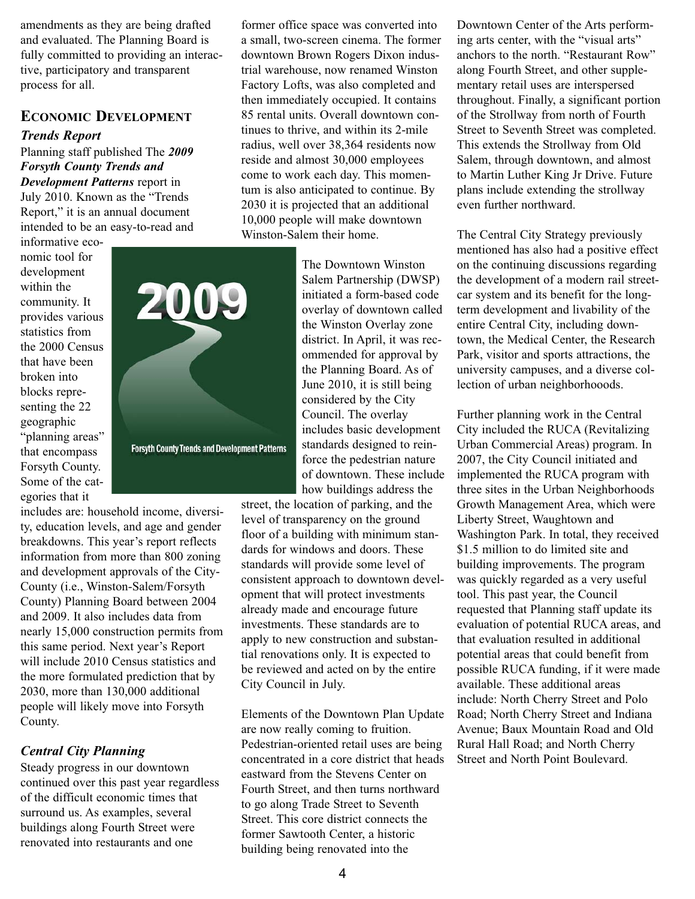amendments as they are being drafted and evaluated. The Planning Board is fully committed to providing an interactive, participatory and transparent process for all.

## Economic Development

### *Trends Report*

Planning staff published The ***2009 Forsyth County Trends and Development Patterns*** report in July 2010. Known as the "Trends Report," it is an annual document intended to be an easy-to-read and informative economic tool for development within the community. It provides various statistics from the 2000 Census that have been broken into blocks representing the 22 geographic "planning areas" that encompass Forsyth County. Some of the categories that it includes are: household income, diversity, education levels, and age and gender breakdowns. This year's report reflects information from more than 800 zoning and development approvals of the City-County (i.e., Winston-Salem/Forsyth County) Planning Board between 2004 and 2009. It also includes data from nearly 15,000 construction permits from this same period. Next year's Report will include 2010 Census statistics and the more formulated prediction that by 2030, more than 130,000 additional people will likely move into Forsyth County.

### *Central City Planning*

Steady progress in our downtown continued over this past year regardless of the difficult economic times that surround us. As examples, several buildings along Fourth Street were renovated into restaurants and one former office space was converted into a small, two-screen cinema. The former downtown Brown Rogers Dixon industrial warehouse, now renamed Winston Factory Lofts, was also completed and then immediately occupied. It contains 85 rental units. Overall downtown continues to thrive, and within its 2-mile radius, well over 38,364 residents now reside and almost 30,000 employees come to work each day. This momentum is also anticipated to continue. By 2030 it is projected that an additional 10,000 people will make downtown Winston-Salem their home.

The Downtown Winston Salem Partnership (DWSP) initiated a form-based code overlay of downtown called the Winston Overlay zone district. In April, it was recommended for approval by the Planning Board. As of June 2010, it is still being considered by the City Council. The overlay includes basic development standards designed to reinforce the pedestrian nature of downtown. These include how buildings address the street, the location of parking, and the level of transparency on the ground floor of a building with minimum standards for windows and doors. These standards will provide some level of consistent approach to downtown development that will protect investments already made and encourage future investments. These standards are to apply to new construction and substantial renovations only. It is expected to be reviewed and acted on by the entire City Council in July.

Elements of the Downtown Plan Update are now really coming to fruition. Pedestrian-oriented retail uses are being concentrated in a core district that heads eastward from the Stevens Center on Fourth Street, and then turns northward to go along Trade Street to Seventh Street. This core district connects the former Sawtooth Center, a historic building being renovated into the Downtown Center of the Arts performing arts center, with the "visual arts" anchors to the north. "Restaurant Row" along Fourth Street, and other supplementary retail uses are interspersed throughout. Finally, a significant portion of the Strollway from north of Fourth Street to Seventh Street was completed. This extends the Strollway from Old Salem, through downtown, and almost to Martin Luther King Jr Drive. Future plans include extending the strollway even further northward.

The Central City Strategy previously mentioned has also had a positive effect on the continuing discussions regarding the development of a modern rail streetcar system and its benefit for the long-term development and livability of the entire Central City, including downtown, the Medical Center, the Research Park, visitor and sports attractions, the university campuses, and a diverse collection of urban neighborhooods.

Further planning work in the Central City included the RUCA (Revitalizing Urban Commercial Areas) program. In 2007, the City Council initiated and implemented the RUCA program with three sites in the Urban Neighborhoods Growth Management Area, which were Liberty Street, Waughtown and Washington Park. In total, they received $1.5 million to do limited site and building improvements. The program was quickly regarded as a very useful tool. This past year, the Council requested that Planning staff update its evaluation of potential RUCA areas, and that evaluation resulted in additional potential areas that could benefit from possible RUCA funding, if it were made available. These additional areas include: North Cherry Street and Polo Road; North Cherry Street and Indiana Avenue; Baux Mountain Road and Old Rural Hall Road; and North Cherry Street and North Point Boulevard.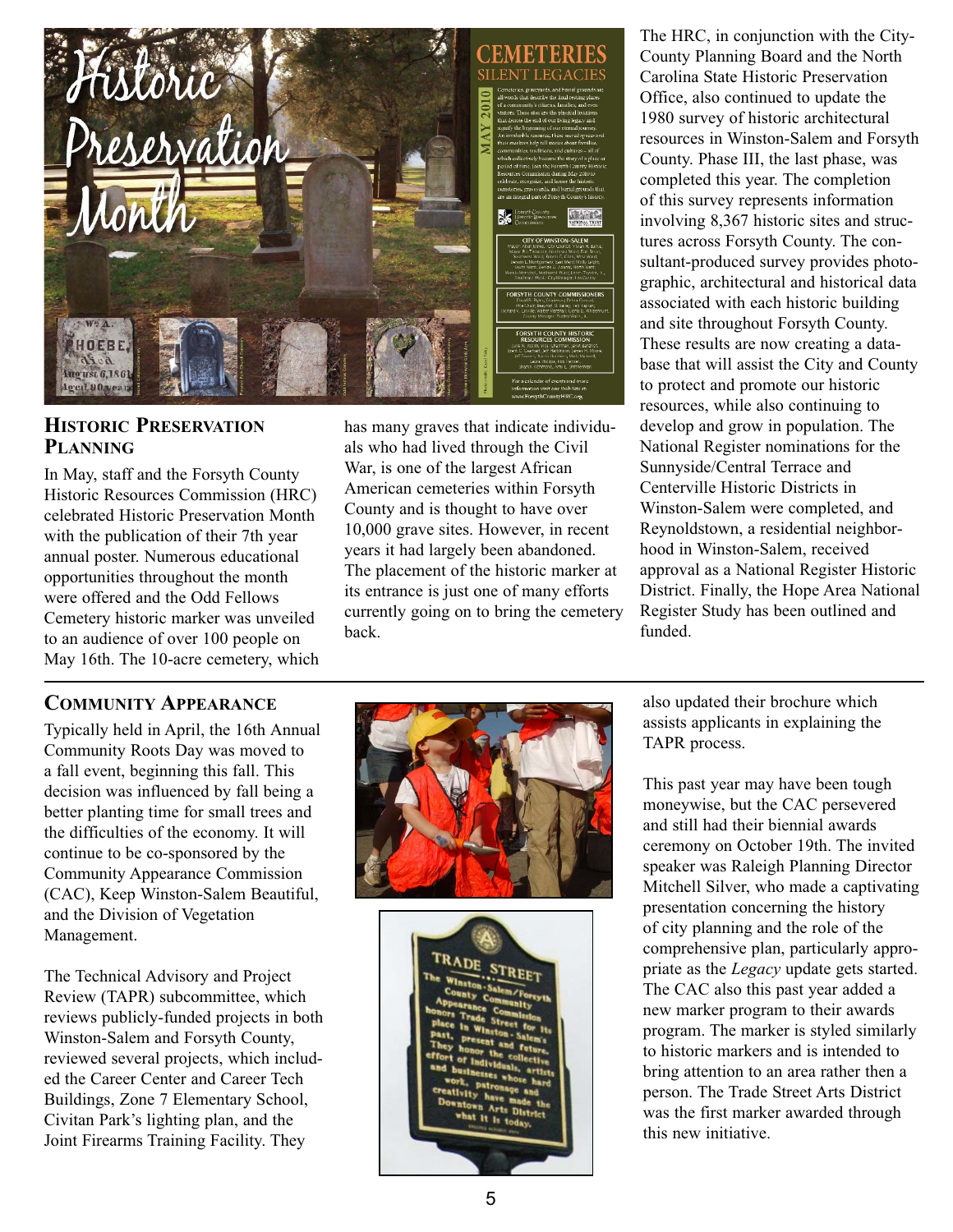## Historic Preservation Planning

In May, staff and the Forsyth County Historic Resources Commission (HRC) celebrated Historic Preservation Month with the publication of their 7th year annual poster. Numerous educational opportunities throughout the month were offered and the Odd Fellows Cemetery historic marker was unveiled to an audience of over 100 people on May 16th. The 10-acre cemetery, which has many graves that indicate individuals who had lived through the Civil War, is one of the largest African American cemeteries within Forsyth County and is thought to have over 10,000 grave sites. However, in recent years it had largely been abandoned. The placement of the historic marker at its entrance is just one of many efforts currently going on to bring the cemetery back.

The HRC, in conjunction with the City-County Planning Board and the North Carolina State Historic Preservation Office, also continued to update the 1980 survey of historic architectural resources in Winston-Salem and Forsyth County. Phase III, the last phase, was completed this year. The completion of this survey represents information involving 8,367 historic sites and structures across Forsyth County. The consultant-produced survey provides photographic, architectural and historical data associated with each historic building and site throughout Forsyth County. These results are now creating a database that will assist the City and County to protect and promote our historic resources, while also continuing to develop and grow in population. The National Register nominations for the Sunnyside/Central Terrace and Centerville Historic Districts in Winston-Salem were completed, and Reynoldstown, a residential neighborhood in Winston-Salem, received approval as a National Register Historic District. Finally, the Hope Area National Register Study has been outlined and funded.

## Community Appearance

Typically held in April, the 16th Annual Community Roots Day was moved to a fall event, beginning this fall. This decision was influenced by fall being a better planting time for small trees and the difficulties of the economy. It will continue to be co-sponsored by the Community Appearance Commission (CAC), Keep Winston-Salem Beautiful, and the Division of Vegetation Management.

The Technical Advisory and Project Review (TAPR) subcommittee, which reviews publicly-funded projects in both Winston-Salem and Forsyth County, reviewed several projects, which included the Career Center and Career Tech Buildings, Zone 7 Elementary School, Civitan Park's lighting plan, and the Joint Firearms Training Facility. They also updated their brochure which assists applicants in explaining the TAPR process.

This past year may have been tough moneywise, but the CAC persevered and still had their biennial awards ceremony on October 19th. The invited speaker was Raleigh Planning Director Mitchell Silver, who made a captivating presentation concerning the history of city planning and the role of the comprehensive plan, particularly appropriate as the *Legacy* update gets started. The CAC also this past year added a new marker program to their awards program. The marker is styled similarly to historic markers and is intended to bring attention to an area rather then a person. The Trade Street Arts District was the first marker awarded through this new initiative.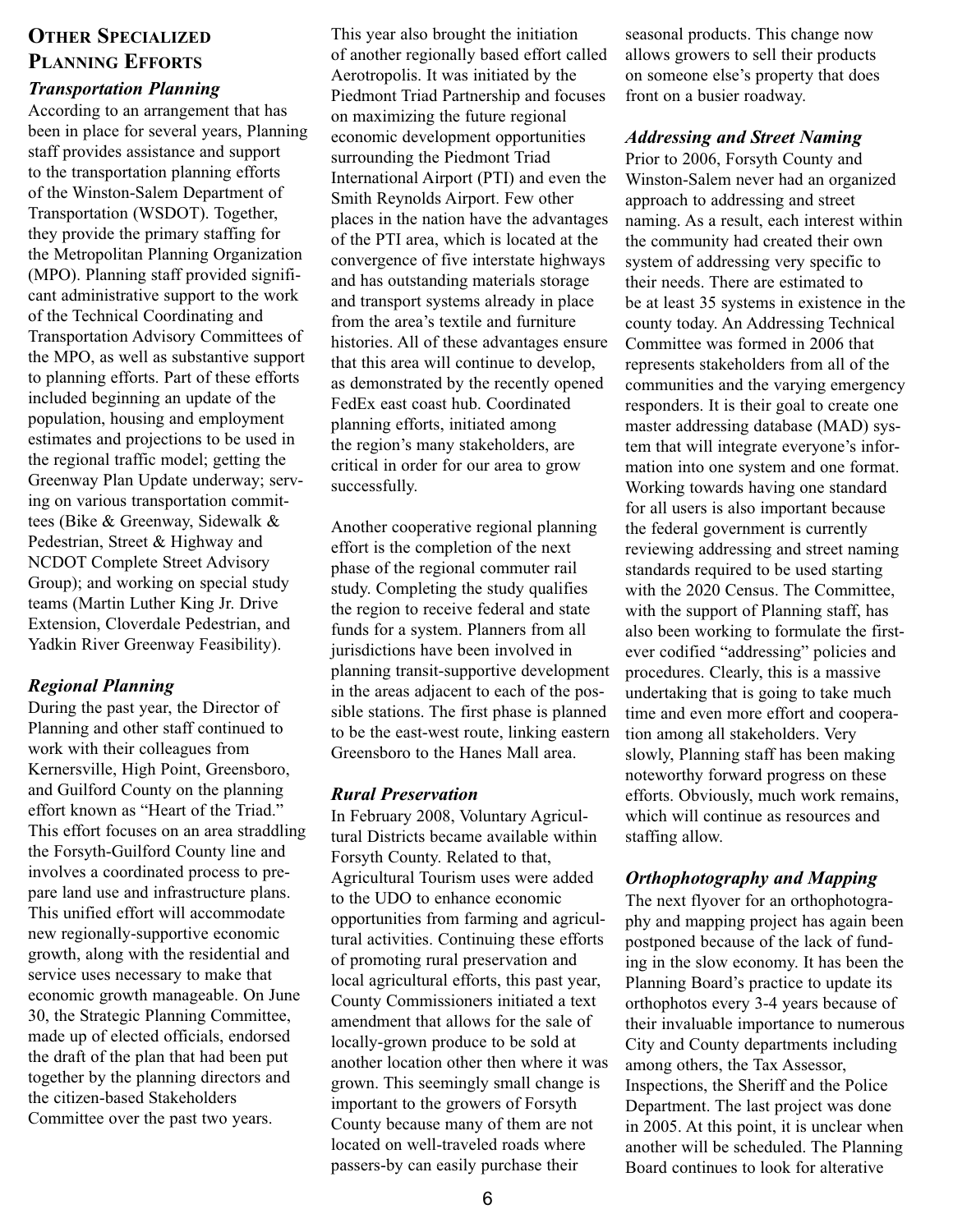## Other Specialized Planning Efforts

### *Transportation Planning*

According to an arrangement that has been in place for several years, Planning staff provides assistance and support to the transportation planning efforts of the Winston-Salem Department of Transportation (WSDOT). Together, they provide the primary staffing for the Metropolitan Planning Organization (MPO). Planning staff provided significant administrative support to the work of the Technical Coordinating and Transportation Advisory Committees of the MPO, as well as substantive support to planning efforts. Part of these efforts included beginning an update of the population, housing and employment estimates and projections to be used in the regional traffic model; getting the Greenway Plan Update underway; serving on various transportation committees (Bike & Greenway, Sidewalk & Pedestrian, Street & Highway and NCDOT Complete Street Advisory Group); and working on special study teams (Martin Luther King Jr. Drive Extension, Cloverdale Pedestrian, and Yadkin River Greenway Feasibility).

### *Regional Planning*

During the past year, the Director of Planning and other staff continued to work with their colleagues from Kernersville, High Point, Greensboro, and Guilford County on the planning effort known as "Heart of the Triad." This effort focuses on an area straddling the Forsyth-Guilford County line and involves a coordinated process to prepare land use and infrastructure plans. This unified effort will accommodate new regionally-supportive economic growth, along with the residential and service uses necessary to make that economic growth manageable. On June 30, the Strategic Planning Committee, made up of elected officials, endorsed the draft of the plan that had been put together by the planning directors and the citizen-based Stakeholders Committee over the past two years.

This year also brought the initiation of another regionally based effort called Aerotropolis. It was initiated by the Piedmont Triad Partnership and focuses on maximizing the future regional economic development opportunities surrounding the Piedmont Triad International Airport (PTI) and even the Smith Reynolds Airport. Few other places in the nation have the advantages of the PTI area, which is located at the convergence of five interstate highways and has outstanding materials storage and transport systems already in place from the area's textile and furniture histories. All of these advantages ensure that this area will continue to develop, as demonstrated by the recently opened FedEx east coast hub. Coordinated planning efforts, initiated among the region's many stakeholders, are critical in order for our area to grow successfully.

Another cooperative regional planning effort is the completion of the next phase of the regional commuter rail study. Completing the study qualifies the region to receive federal and state funds for a system. Planners from all jurisdictions have been involved in planning transit-supportive development in the areas adjacent to each of the possible stations. The first phase is planned to be the east-west route, linking eastern Greensboro to the Hanes Mall area.

### *Rural Preservation*

In February 2008, Voluntary Agricultural Districts became available within Forsyth County. Related to that, Agricultural Tourism uses were added to the UDO to enhance economic opportunities from farming and agricultural activities. Continuing these efforts of promoting rural preservation and local agricultural efforts, this past year, County Commissioners initiated a text amendment that allows for the sale of locally-grown produce to be sold at another location other then where it was grown. This seemingly small change is important to the growers of Forsyth County because many of them are not located on well-traveled roads where passers-by can easily purchase their seasonal products. This change now allows growers to sell their products on someone else's property that does front on a busier roadway.

### *Addressing and Street Naming*

Prior to 2006, Forsyth County and Winston-Salem never had an organized approach to addressing and street naming. As a result, each interest within the community had created their own system of addressing very specific to their needs. There are estimated to be at least 35 systems in existence in the county today. An Addressing Technical Committee was formed in 2006 that represents stakeholders from all of the communities and the varying emergency responders. It is their goal to create one master addressing database (MAD) system that will integrate everyone's information into one system and one format. Working towards having one standard for all users is also important because the federal government is currently reviewing addressing and street naming standards required to be used starting with the 2020 Census. The Committee, with the support of Planning staff, has also been working to formulate the first-ever codified "addressing" policies and procedures. Clearly, this is a massive undertaking that is going to take much time and even more effort and cooperation among all stakeholders. Very slowly, Planning staff has been making noteworthy forward progress on these efforts. Obviously, much work remains, which will continue as resources and staffing allow.

### *Orthophotography and Mapping*

The next flyover for an orthophotography and mapping project has again been postponed because of the lack of funding in the slow economy. It has been the Planning Board's practice to update its orthophotos every 3-4 years because of their invaluable importance to numerous City and County departments including among others, the Tax Assessor, Inspections, the Sheriff and the Police Department. The last project was done in 2005. At this point, it is unclear when another will be scheduled. The Planning Board continues to look for alterative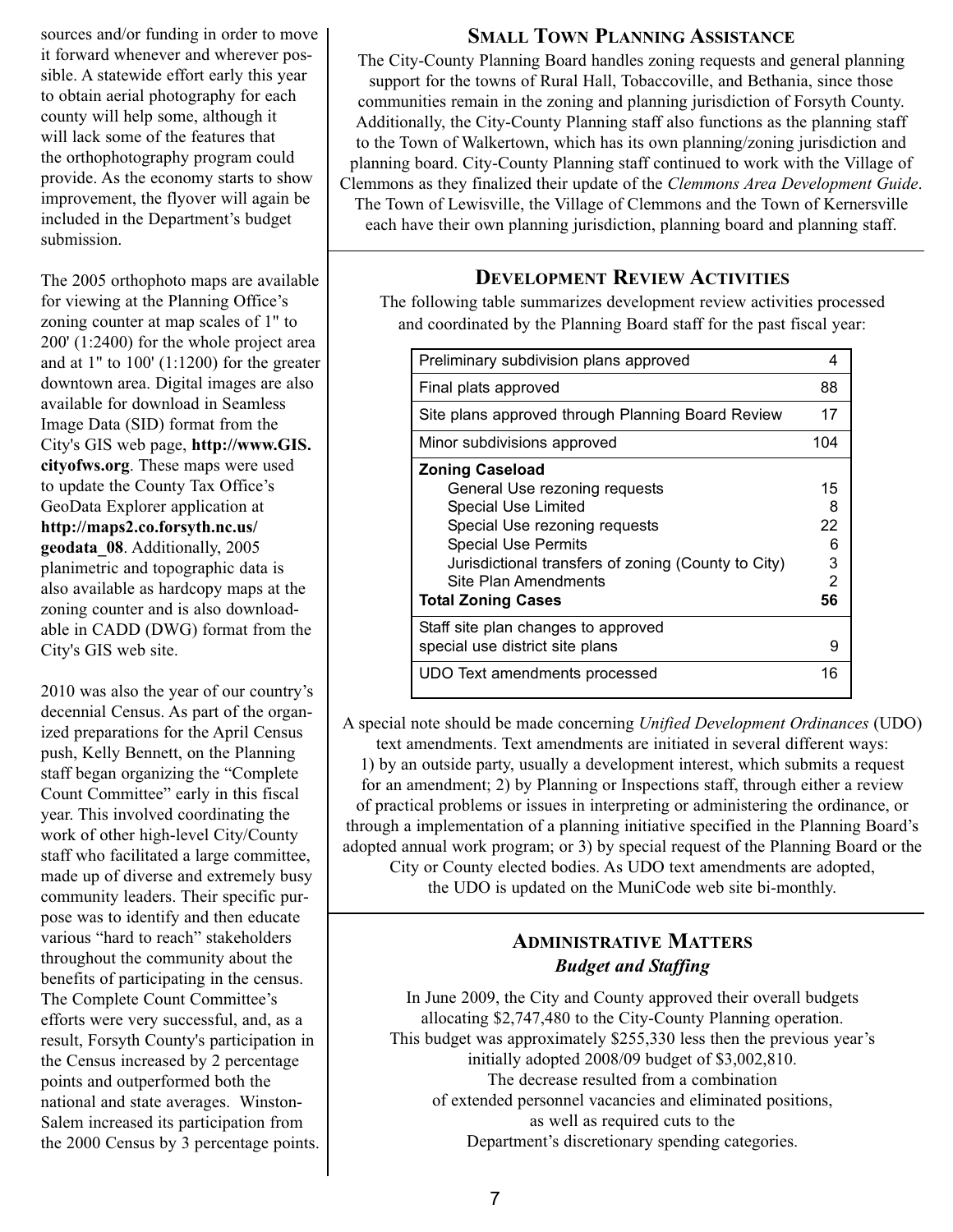sources and/or funding in order to move it forward whenever and wherever possible. A statewide effort early this year to obtain aerial photography for each county will help some, although it will lack some of the features that the orthophotography program could provide. As the economy starts to show improvement, the flyover will again be included in the Department's budget submission.

The 2005 orthophoto maps are available for viewing at the Planning Office's zoning counter at map scales of 1" to 200' (1:2400) for the whole project area and at 1" to 100' (1:1200) for the greater downtown area. Digital images are also available for download in Seamless Image Data (SID) format from the City's GIS web page, **http://www.GIS.cityofws.org**. These maps were used to update the County Tax Office's GeoData Explorer application at **http://maps2.co.forsyth.nc.us/geodata_08**. Additionally, 2005 planimetric and topographic data is also available as hardcopy maps at the zoning counter and is also downloadable in CADD (DWG) format from the City's GIS web site.

2010 was also the year of our country's decennial Census. As part of the organized preparations for the April Census push, Kelly Bennett, on the Planning staff began organizing the "Complete Count Committee" early in this fiscal year. This involved coordinating the work of other high-level City/County staff who facilitated a large committee, made up of diverse and extremely busy community leaders. Their specific purpose was to identify and then educate various "hard to reach" stakeholders throughout the community about the benefits of participating in the census. The Complete Count Committee's efforts were very successful, and, as a result, Forsyth County's participation in the Census increased by 2 percentage points and outperformed both the national and state averages. Winston-Salem increased its participation from the 2000 Census by 3 percentage points.

## Small Town Planning Assistance

The City-County Planning Board handles zoning requests and general planning support for the towns of Rural Hall, Tobaccoville, and Bethania, since those communities remain in the zoning and planning jurisdiction of Forsyth County. Additionally, the City-County Planning staff also functions as the planning staff to the Town of Walkertown, which has its own planning/zoning jurisdiction and planning board. City-County Planning staff continued to work with the Village of Clemmons as they finalized their update of the *Clemmons Area Development Guide*. The Town of Lewisville, the Village of Clemmons and the Town of Kernersville each have their own planning jurisdiction, planning board and planning staff.

## Development Review Activities

The following table summarizes development review activities processed and coordinated by the Planning Board staff for the past fiscal year:

| Activity | Count |
|---|---|
| Preliminary subdivision plans approved | 4 |
| Final plats approved | 88 |
| Site plans approved through Planning Board Review | 17 |
| Minor subdivisions approved | 104 |
| **Zoning Caseload** | |
| General Use rezoning requests | 15 |
| Special Use Limited | 8 |
| Special Use rezoning requests | 22 |
| Special Use Permits | 6 |
| Jurisdictional transfers of zoning (County to City) | 3 |
| Site Plan Amendments | 2 |
| **Total Zoning Cases** | **56** |
| Staff site plan changes to approved special use district site plans | 9 |
| UDO Text amendments processed | 16 |

A special note should be made concerning *Unified Development Ordinances* (UDO) text amendments. Text amendments are initiated in several different ways: 1) by an outside party, usually a development interest, which submits a request for an amendment; 2) by Planning or Inspections staff, through either a review of practical problems or issues in interpreting or administering the ordinance, or through a implementation of a planning initiative specified in the Planning Board's adopted annual work program; or 3) by special request of the Planning Board or the City or County elected bodies. As UDO text amendments are adopted, the UDO is updated on the MuniCode web site bi-monthly.

## Administrative Matters

### *Budget and Staffing*

In June 2009, the City and County approved their overall budgets allocating $2,747,480 to the City-County Planning operation. This budget was approximately $255,330 less then the previous year's initially adopted 2008/09 budget of $3,002,810. The decrease resulted from a combination of extended personnel vacancies and eliminated positions, as well as required cuts to the Department's discretionary spending categories.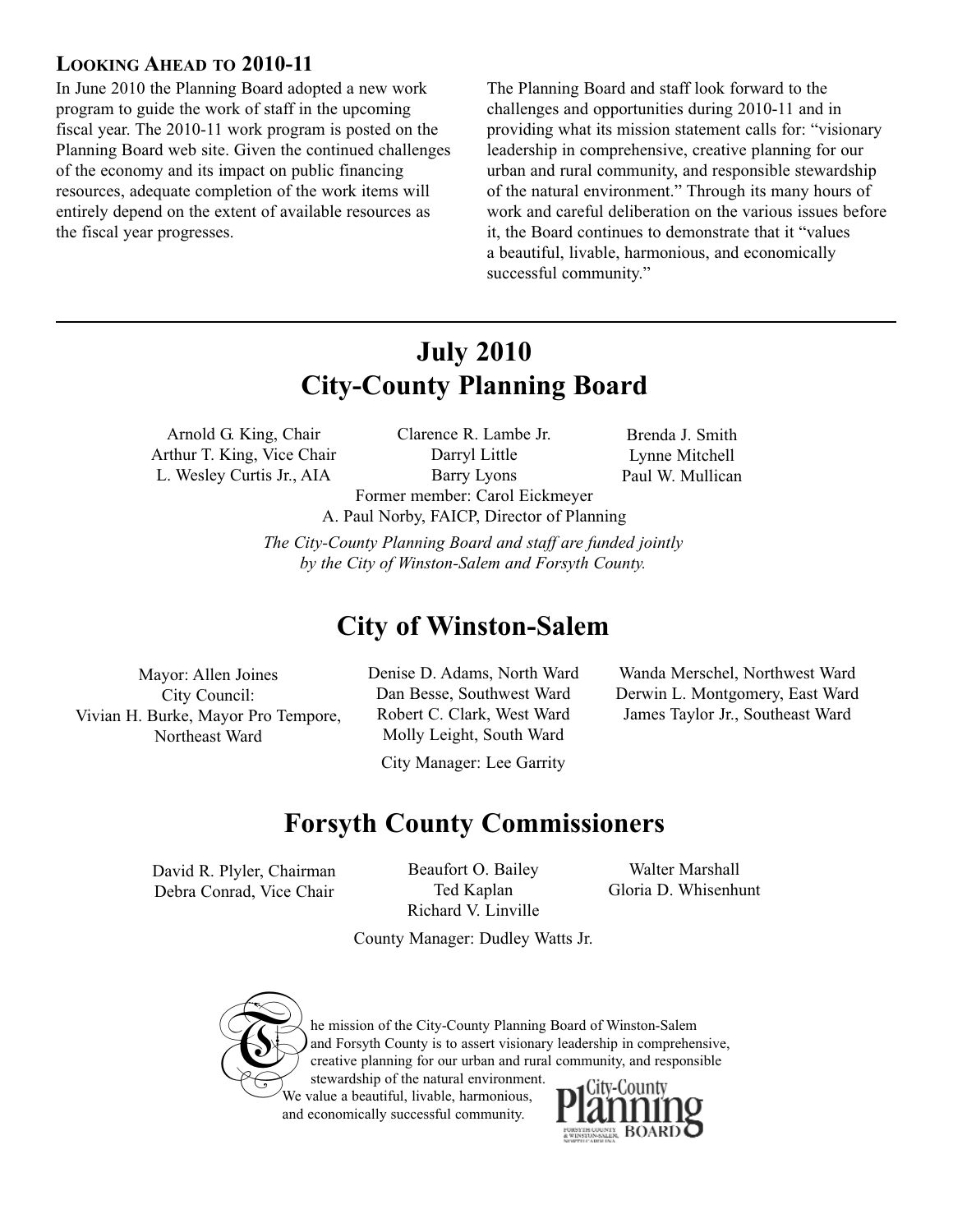## Looking Ahead to 2010-11

In June 2010 the Planning Board adopted a new work program to guide the work of staff in the upcoming fiscal year. The 2010-11 work program is posted on the Planning Board web site. Given the continued challenges of the economy and its impact on public financing resources, adequate completion of the work items will entirely depend on the extent of available resources as the fiscal year progresses.

The Planning Board and staff look forward to the challenges and opportunities during 2010-11 and in providing what its mission statement calls for: "visionary leadership in comprehensive, creative planning for our urban and rural community, and responsible stewardship of the natural environment." Through its many hours of work and careful deliberation on the various issues before it, the Board continues to demonstrate that it "values a beautiful, livable, harmonious, and economically successful community."

---

# July 2010
# City-County Planning Board

Arnold G. King, Chair
Arthur T. King, Vice Chair
L. Wesley Curtis Jr., AIA

Clarence R. Lambe Jr.
Darryl Little
Barry Lyons

Brenda J. Smith
Lynne Mitchell
Paul W. Mullican

Former member: Carol Eickmeyer
A. Paul Norby, FAICP, Director of Planning

*The City-County Planning Board and staff are funded jointly by the City of Winston-Salem and Forsyth County.*

# City of Winston-Salem

Mayor: Allen Joines
City Council:
Vivian H. Burke, Mayor Pro Tempore, Northeast Ward

Denise D. Adams, North Ward
Dan Besse, Southwest Ward
Robert C. Clark, West Ward
Molly Leight, South Ward

Wanda Merschel, Northwest Ward
Derwin L. Montgomery, East Ward
James Taylor Jr., Southeast Ward

City Manager: Lee Garrity

# Forsyth County Commissioners

David R. Plyler, Chairman
Debra Conrad, Vice Chair

Beaufort O. Bailey
Ted Kaplan
Richard V. Linville

Walter Marshall
Gloria D. Whisenhunt

County Manager: Dudley Watts Jr.

The mission of the City-County Planning Board of Winston-Salem and Forsyth County is to assert visionary leadership in comprehensive, creative planning for our urban and rural community, and responsible stewardship of the natural environment.
We value a beautiful, livable, harmonious, and economically successful community.

City-County Planning Board
Forsyth County & Winston-Salem, North Carolina